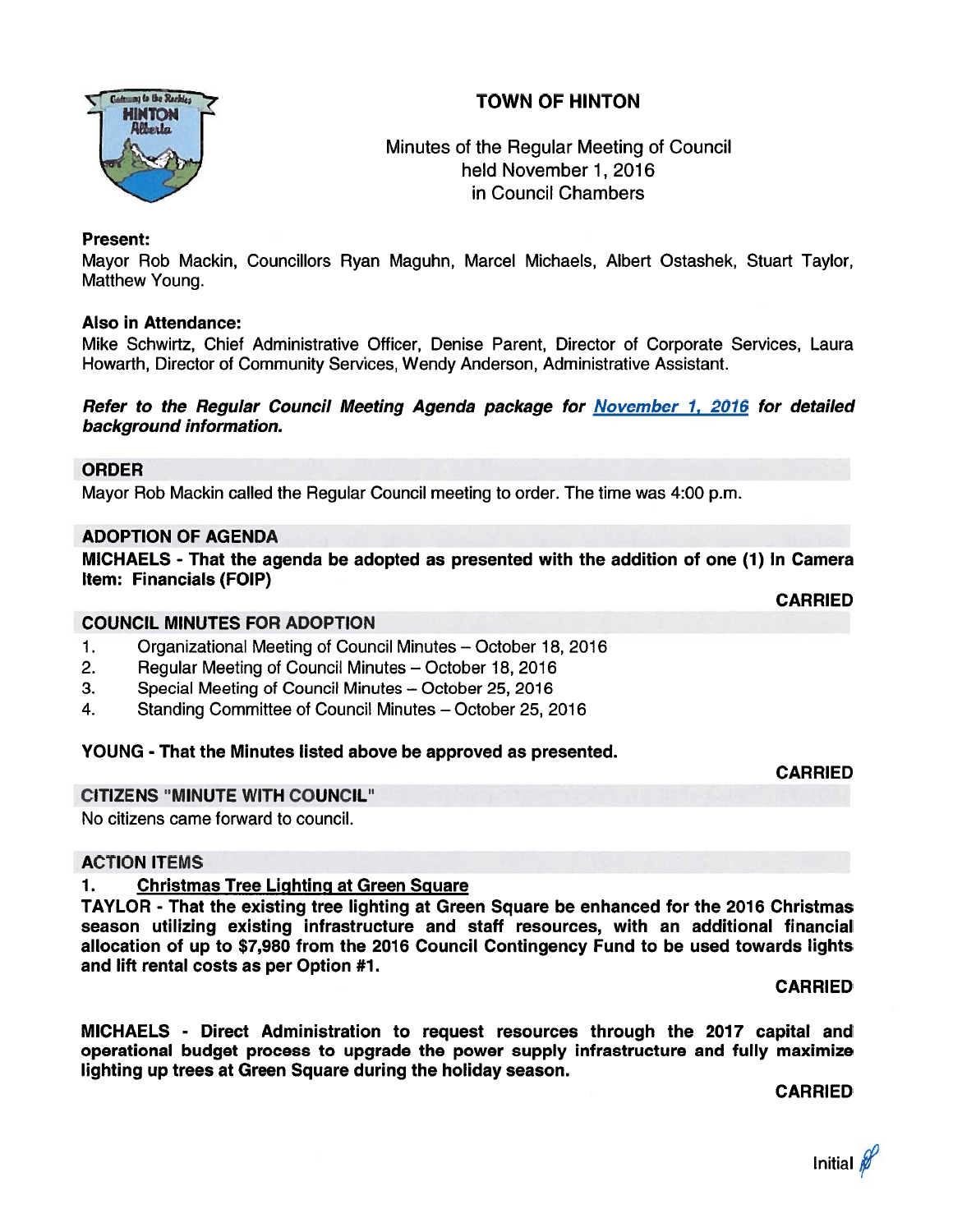# TOWN OF HINTON

Minutes of the Regular Meeting of Council
held November 1, 2016
in Council Chambers

**Present:**
Mayor Rob Mackin, Councillors Ryan Maguhn, Marcel Michaels, Albert Ostashek, Stuart Taylor, Matthew Young.

**Also in Attendance:**
Mike Schwirtz, Chief Administrative Officer, Denise Parent, Director of Corporate Services, Laura Howarth, Director of Community Services, Wendy Anderson, Administrative Assistant.

***Refer to the Regular Council Meeting Agenda package for November 1, 2016 for detailed background information.***

## ORDER

Mayor Rob Mackin called the Regular Council meeting to order. The time was 4:00 p.m.

## ADOPTION OF AGENDA

**MICHAELS - That the agenda be adopted as presented with the addition of one (1) In Camera Item: Financials (FOIP)**

**CARRIED**

## COUNCIL MINUTES FOR ADOPTION

1. Organizational Meeting of Council Minutes – October 18, 2016
2. Regular Meeting of Council Minutes – October 18, 2016
3. Special Meeting of Council Minutes – October 25, 2016
4. Standing Committee of Council Minutes – October 25, 2016

**YOUNG - That the Minutes listed above be approved as presented.**

**CARRIED**

## CITIZENS "MINUTE WITH COUNCIL"

No citizens came forward to council.

## ACTION ITEMS

### 1. Christmas Tree Lighting at Green Square

**TAYLOR - That the existing tree lighting at Green Square be enhanced for the 2016 Christmas season utilizing existing infrastructure and staff resources, with an additional financial allocation of up to $7,980 from the 2016 Council Contingency Fund to be used towards lights and lift rental costs as per Option #1.**

**CARRIED**

**MICHAELS - Direct Administration to request resources through the 2017 capital and operational budget process to upgrade the power supply infrastructure and fully maximize lighting up trees at Green Square during the holiday season.**

**CARRIED**

Initial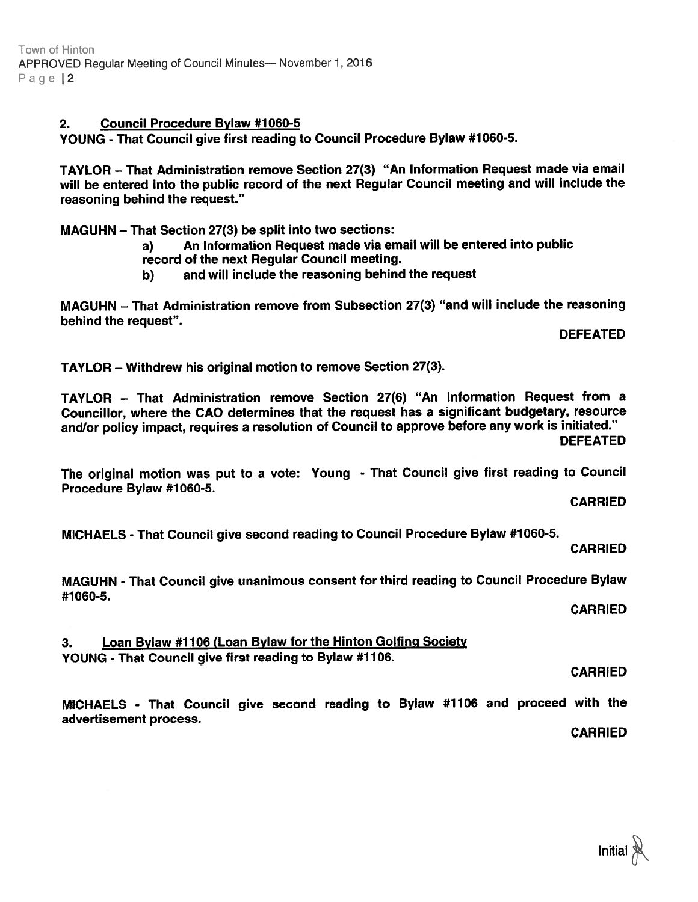## 2. Council Procedure Bylaw #1060-5

**YOUNG - That Council give first reading to Council Procedure Bylaw #1060-5.**

**TAYLOR – That Administration remove Section 27(3) "An Information Request made via email will be entered into the public record of the next Regular Council meeting and will include the reasoning behind the request."**

**MAGUHN – That Section 27(3) be split into two sections:**

> **a) An Information Request made via email will be entered into public record of the next Regular Council meeting.**
>
> **b) and will include the reasoning behind the request**

**MAGUHN – That Administration remove from Subsection 27(3) "and will include the reasoning behind the request".**

**DEFEATED**

**TAYLOR – Withdrew his original motion to remove Section 27(3).**

**TAYLOR – That Administration remove Section 27(6) "An Information Request from a Councillor, where the CAO determines that the request has a significant budgetary, resource and/or policy impact, requires a resolution of Council to approve before any work is initiated."**

**DEFEATED**

**The original motion was put to a vote: Young - That Council give first reading to Council Procedure Bylaw #1060-5.**

**CARRIED**

**MICHAELS - That Council give second reading to Council Procedure Bylaw #1060-5.**

**CARRIED**

**MAGUHN - That Council give unanimous consent for third reading to Council Procedure Bylaw #1060-5.**

**CARRIED**

## 3. Loan Bylaw #1106 (Loan Bylaw for the Hinton Golfing Society

**YOUNG - That Council give first reading to Bylaw #1106.**

**CARRIED**

**MICHAELS - That Council give second reading to Bylaw #1106 and proceed with the advertisement process.**

**CARRIED**

Initial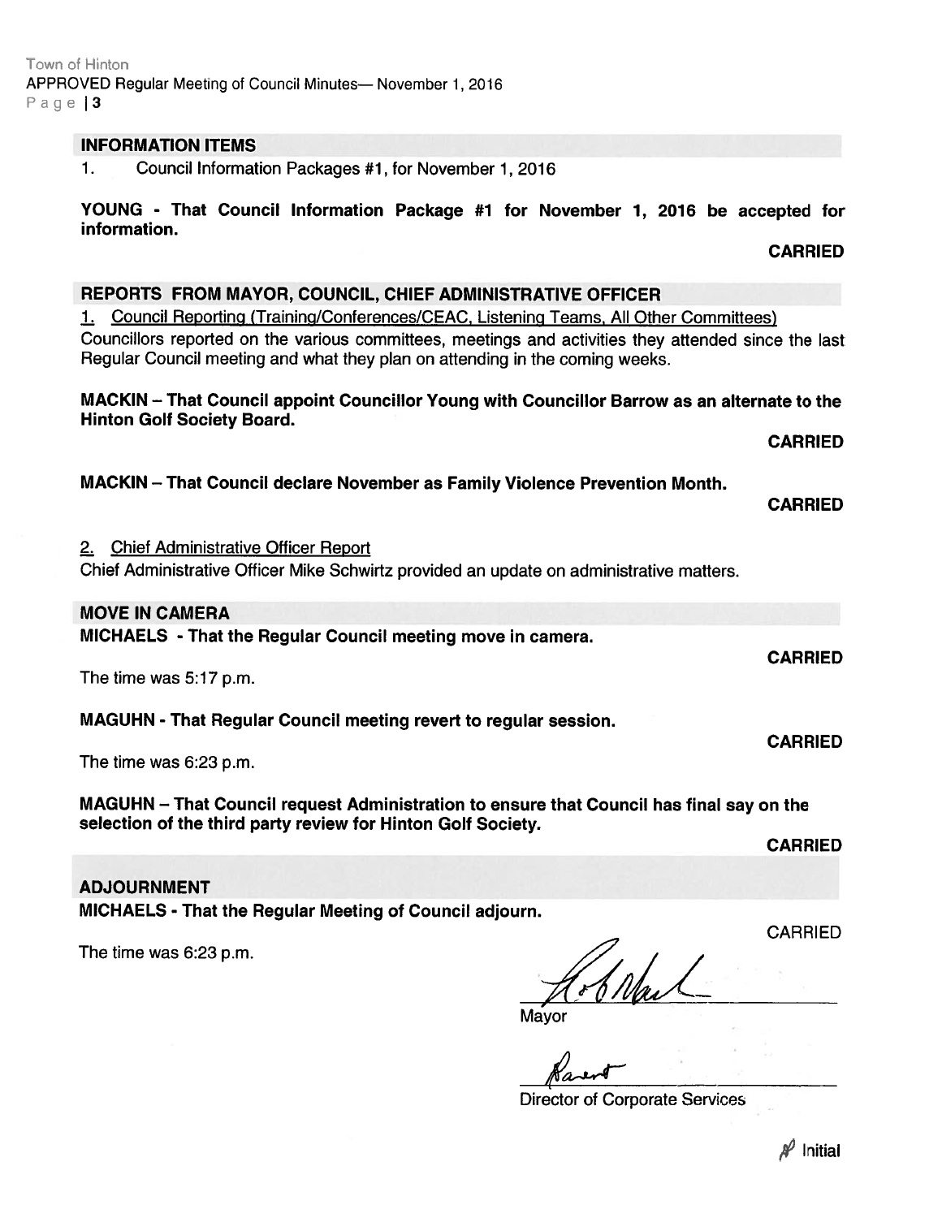## INFORMATION ITEMS

1. Council Information Packages #1, for November 1, 2016

**YOUNG - That Council Information Package #1 for November 1, 2016 be accepted for information.**

**CARRIED**

## REPORTS FROM MAYOR, COUNCIL, CHIEF ADMINISTRATIVE OFFICER

1. Council Reporting (Training/Conferences/CEAC, Listening Teams, All Other Committees)

Councillors reported on the various committees, meetings and activities they attended since the last Regular Council meeting and what they plan on attending in the coming weeks.

**MACKIN – That Council appoint Councillor Young with Councillor Barrow as an alternate to the Hinton Golf Society Board.**

**CARRIED**

**MACKIN – That Council declare November as Family Violence Prevention Month.**

**CARRIED**

2. Chief Administrative Officer Report

Chief Administrative Officer Mike Schwirtz provided an update on administrative matters.

## MOVE IN CAMERA

**MICHAELS - That the Regular Council meeting move in camera.**

**CARRIED**

The time was 5:17 p.m.

**MAGUHN - That Regular Council meeting revert to regular session.**

**CARRIED**

The time was 6:23 p.m.

**MAGUHN – That Council request Administration to ensure that Council has final say on the selection of the third party review for Hinton Golf Society.**

**CARRIED**

## ADJOURNMENT

**MICHAELS - That the Regular Meeting of Council adjourn.**

CARRIED

The time was 6:23 p.m.

Mayor

Director of Corporate Services

Initial